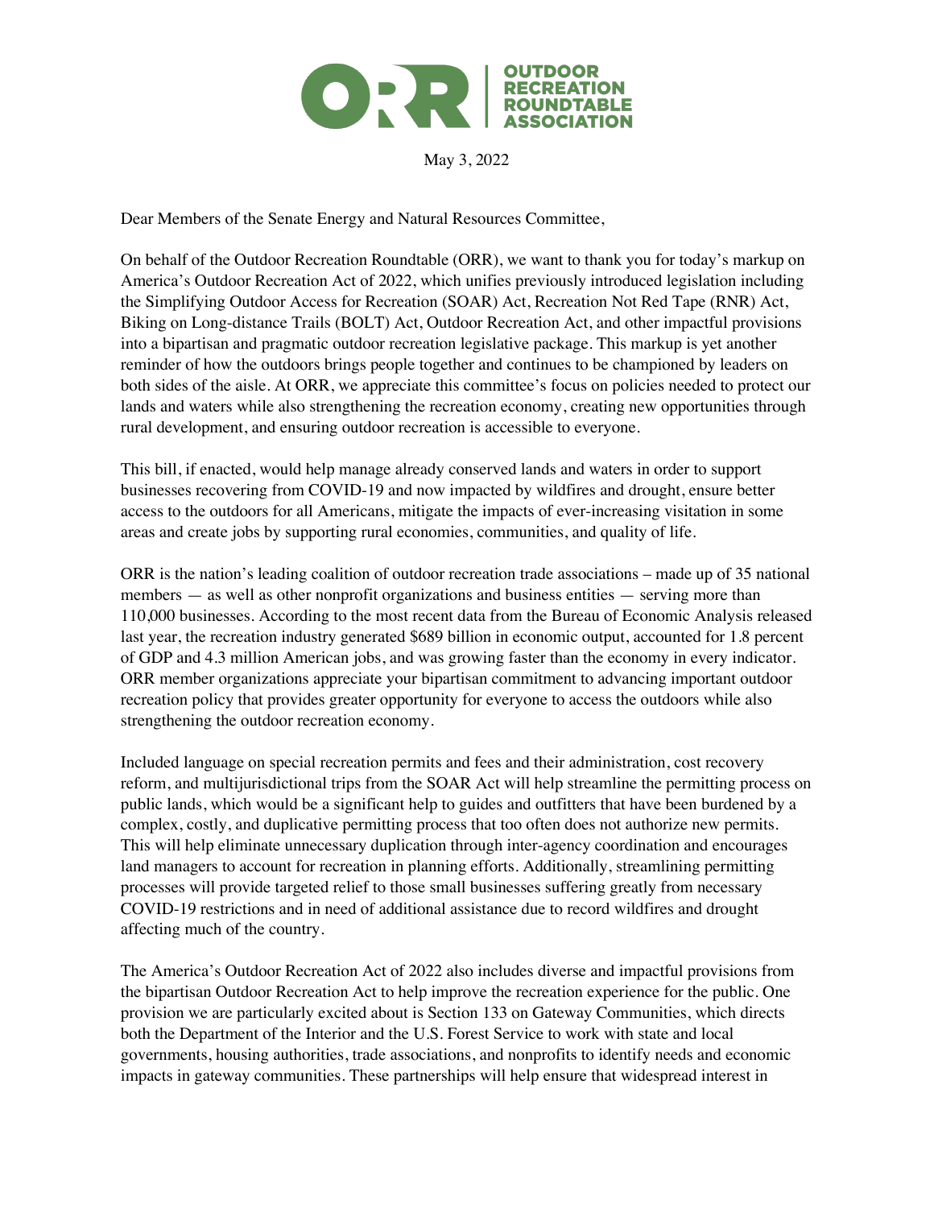ORR | OUTDOOR RECREATION ROUNDTABLE ASSOCIATION

May 3, 2022

Dear Members of the Senate Energy and Natural Resources Committee,

On behalf of the Outdoor Recreation Roundtable (ORR), we want to thank you for today's markup on America's Outdoor Recreation Act of 2022, which unifies previously introduced legislation including the Simplifying Outdoor Access for Recreation (SOAR) Act, Recreation Not Red Tape (RNR) Act, Biking on Long-distance Trails (BOLT) Act, Outdoor Recreation Act, and other impactful provisions into a bipartisan and pragmatic outdoor recreation legislative package. This markup is yet another reminder of how the outdoors brings people together and continues to be championed by leaders on both sides of the aisle. At ORR, we appreciate this committee's focus on policies needed to protect our lands and waters while also strengthening the recreation economy, creating new opportunities through rural development, and ensuring outdoor recreation is accessible to everyone.

This bill, if enacted, would help manage already conserved lands and waters in order to support businesses recovering from COVID-19 and now impacted by wildfires and drought, ensure better access to the outdoors for all Americans, mitigate the impacts of ever-increasing visitation in some areas and create jobs by supporting rural economies, communities, and quality of life.

ORR is the nation's leading coalition of outdoor recreation trade associations – made up of 35 national members — as well as other nonprofit organizations and business entities — serving more than 110,000 businesses. According to the most recent data from the Bureau of Economic Analysis released last year, the recreation industry generated $689 billion in economic output, accounted for 1.8 percent of GDP and 4.3 million American jobs, and was growing faster than the economy in every indicator. ORR member organizations appreciate your bipartisan commitment to advancing important outdoor recreation policy that provides greater opportunity for everyone to access the outdoors while also strengthening the outdoor recreation economy.

Included language on special recreation permits and fees and their administration, cost recovery reform, and multijurisdictional trips from the SOAR Act will help streamline the permitting process on public lands, which would be a significant help to guides and outfitters that have been burdened by a complex, costly, and duplicative permitting process that too often does not authorize new permits. This will help eliminate unnecessary duplication through inter-agency coordination and encourages land managers to account for recreation in planning efforts. Additionally, streamlining permitting processes will provide targeted relief to those small businesses suffering greatly from necessary COVID-19 restrictions and in need of additional assistance due to record wildfires and drought affecting much of the country.

The America's Outdoor Recreation Act of 2022 also includes diverse and impactful provisions from the bipartisan Outdoor Recreation Act to help improve the recreation experience for the public. One provision we are particularly excited about is Section 133 on Gateway Communities, which directs both the Department of the Interior and the U.S. Forest Service to work with state and local governments, housing authorities, trade associations, and nonprofits to identify needs and economic impacts in gateway communities. These partnerships will help ensure that widespread interest in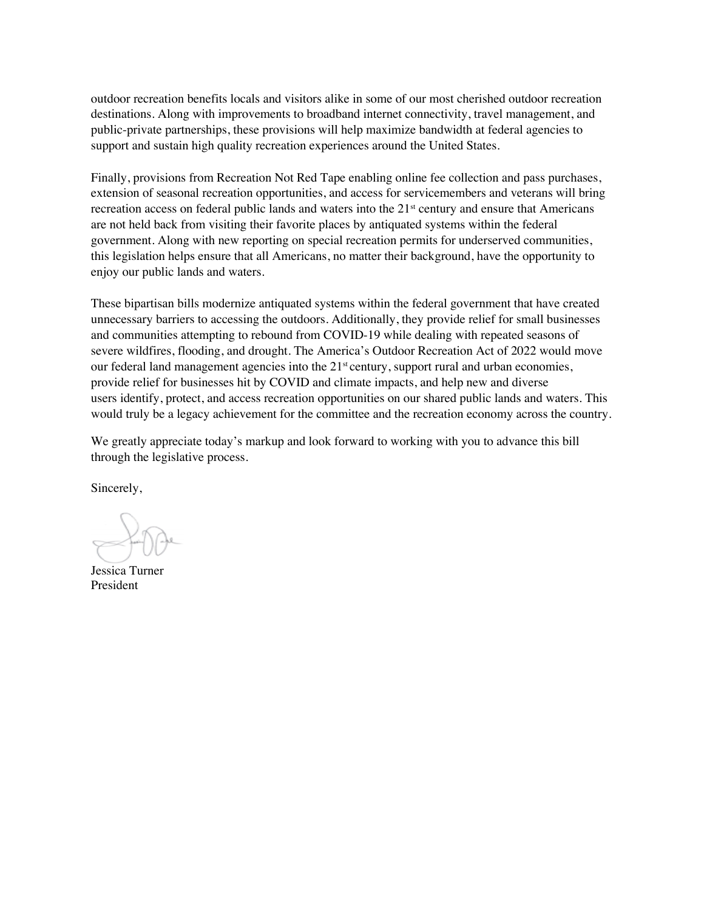outdoor recreation benefits locals and visitors alike in some of our most cherished outdoor recreation destinations. Along with improvements to broadband internet connectivity, travel management, and public-private partnerships, these provisions will help maximize bandwidth at federal agencies to support and sustain high quality recreation experiences around the United States.

Finally, provisions from Recreation Not Red Tape enabling online fee collection and pass purchases, extension of seasonal recreation opportunities, and access for servicemembers and veterans will bring recreation access on federal public lands and waters into the 21st century and ensure that Americans are not held back from visiting their favorite places by antiquated systems within the federal government. Along with new reporting on special recreation permits for underserved communities, this legislation helps ensure that all Americans, no matter their background, have the opportunity to enjoy our public lands and waters.

These bipartisan bills modernize antiquated systems within the federal government that have created unnecessary barriers to accessing the outdoors. Additionally, they provide relief for small businesses and communities attempting to rebound from COVID-19 while dealing with repeated seasons of severe wildfires, flooding, and drought. The America's Outdoor Recreation Act of 2022 would move our federal land management agencies into the 21st century, support rural and urban economies, provide relief for businesses hit by COVID and climate impacts, and help new and diverse users identify, protect, and access recreation opportunities on our shared public lands and waters. This would truly be a legacy achievement for the committee and the recreation economy across the country.

We greatly appreciate today's markup and look forward to working with you to advance this bill through the legislative process.

Sincerely,

Jessica Turner
President